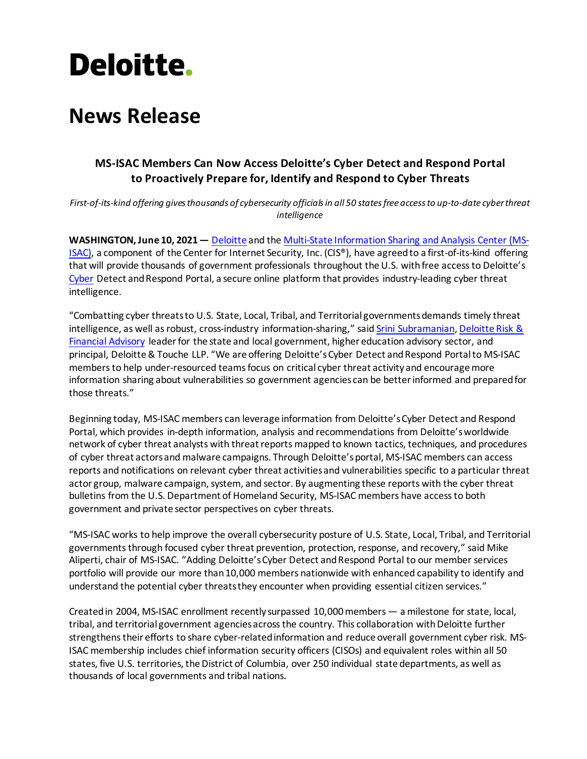# Deloitte.

# News Release

### MS-ISAC Members Can Now Access Deloitte's Cyber Detect and Respond Portal to Proactively Prepare for, Identify and Respond to Cyber Threats

*First-of-its-kind offering gives thousands of cybersecurity officials in all 50 states free access to up-to-date cyber threat intelligence*

**WASHINGTON, June 10, 2021 —** Deloitte and the Multi-State Information Sharing and Analysis Center (MS-ISAC), a component of the Center for Internet Security, Inc. (CIS®), have agreed to a first-of-its-kind offering that will provide thousands of government professionals throughout the U.S. with free access to Deloitte's Cyber Detect and Respond Portal, a secure online platform that provides industry-leading cyber threat intelligence.

"Combatting cyber threats to U.S. State, Local, Tribal, and Territorial governments demands timely threat intelligence, as well as robust, cross-industry information-sharing," said Srini Subramanian, Deloitte Risk & Financial Advisory leader for the state and local government, higher education advisory sector, and principal, Deloitte & Touche LLP. "We are offering Deloitte's Cyber Detect and Respond Portal to MS-ISAC members to help under-resourced teams focus on critical cyber threat activity and encourage more information sharing about vulnerabilities so government agencies can be better informed and prepared for those threats."

Beginning today, MS-ISAC members can leverage information from Deloitte's Cyber Detect and Respond Portal, which provides in-depth information, analysis and recommendations from Deloitte's worldwide network of cyber threat analysts with threat reports mapped to known tactics, techniques, and procedures of cyber threat actors and malware campaigns. Through Deloitte's portal, MS-ISAC members can access reports and notifications on relevant cyber threat activities and vulnerabilities specific to a particular threat actor group, malware campaign, system, and sector. By augmenting these reports with the cyber threat bulletins from the U.S. Department of Homeland Security, MS-ISAC members have access to both government and private sector perspectives on cyber threats.

"MS-ISAC works to help improve the overall cybersecurity posture of U.S. State, Local, Tribal, and Territorial governments through focused cyber threat prevention, protection, response, and recovery," said Mike Aliperti, chair of MS-ISAC. "Adding Deloitte's Cyber Detect and Respond Portal to our member services portfolio will provide our more than 10,000 members nationwide with enhanced capability to identify and understand the potential cyber threats they encounter when providing essential citizen services."

Created in 2004, MS-ISAC enrollment recently surpassed 10,000 members — a milestone for state, local, tribal, and territorial government agencies across the country. This collaboration with Deloitte further strengthens their efforts to share cyber-related information and reduce overall government cyber risk. MS-ISAC membership includes chief information security officers (CISOs) and equivalent roles within all 50 states, five U.S. territories, the District of Columbia, over 250 individual state departments, as well as thousands of local governments and tribal nations.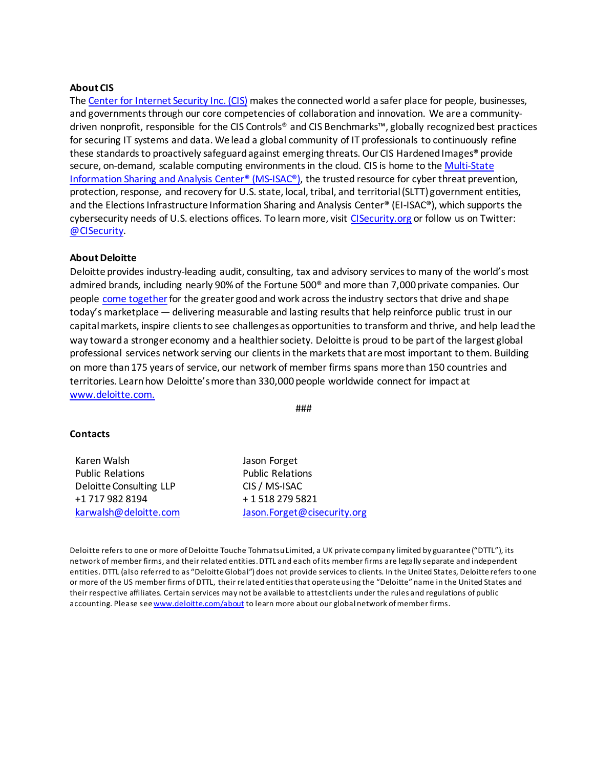**About CIS**

The Center for Internet Security Inc. (CIS) makes the connected world a safer place for people, businesses, and governments through our core competencies of collaboration and innovation. We are a community-driven nonprofit, responsible for the CIS Controls® and CIS Benchmarks™, globally recognized best practices for securing IT systems and data. We lead a global community of IT professionals to continuously refine these standards to proactively safeguard against emerging threats. Our CIS Hardened Images® provide secure, on-demand, scalable computing environments in the cloud. CIS is home to the Multi-State Information Sharing and Analysis Center® (MS-ISAC®), the trusted resource for cyber threat prevention, protection, response, and recovery for U.S. state, local, tribal, and territorial (SLTT) government entities, and the Elections Infrastructure Information Sharing and Analysis Center® (EI-ISAC®), which supports the cybersecurity needs of U.S. elections offices. To learn more, visit CISecurity.org or follow us on Twitter: @CISecurity.

**About Deloitte**

Deloitte provides industry-leading audit, consulting, tax and advisory services to many of the world's most admired brands, including nearly 90% of the Fortune 500® and more than 7,000 private companies. Our people come together for the greater good and work across the industry sectors that drive and shape today's marketplace — delivering measurable and lasting results that help reinforce public trust in our capital markets, inspire clients to see challenges as opportunities to transform and thrive, and help lead the way toward a stronger economy and a healthier society. Deloitte is proud to be part of the largest global professional services network serving our clients in the markets that are most important to them. Building on more than 175 years of service, our network of member firms spans more than 150 countries and territories. Learn how Deloitte's more than 330,000 people worldwide connect for impact at www.deloitte.com.

###

**Contacts**

| | |
|---|---|
| Karen Walsh | Jason Forget |
| Public Relations | Public Relations |
| Deloitte Consulting LLP | CIS / MS-ISAC |
| +1 717 982 8194 | + 1 518 279 5821 |
| karwalsh@deloitte.com | Jason.Forget@cisecurity.org |

Deloitte refers to one or more of Deloitte Touche Tohmatsu Limited, a UK private company limited by guarantee ("DTTL"), its network of member firms, and their related entities. DTTL and each of its member firms are legally separate and independent entities. DTTL (also referred to as "Deloitte Global") does not provide services to clients. In the United States, Deloitte refers to one or more of the US member firms of DTTL, their related entities that operate using the "Deloitte" name in the United States and their respective affiliates. Certain services may not be available to attest clients under the rules and regulations of public accounting. Please see www.deloitte.com/about to learn more about our global network of member firms.